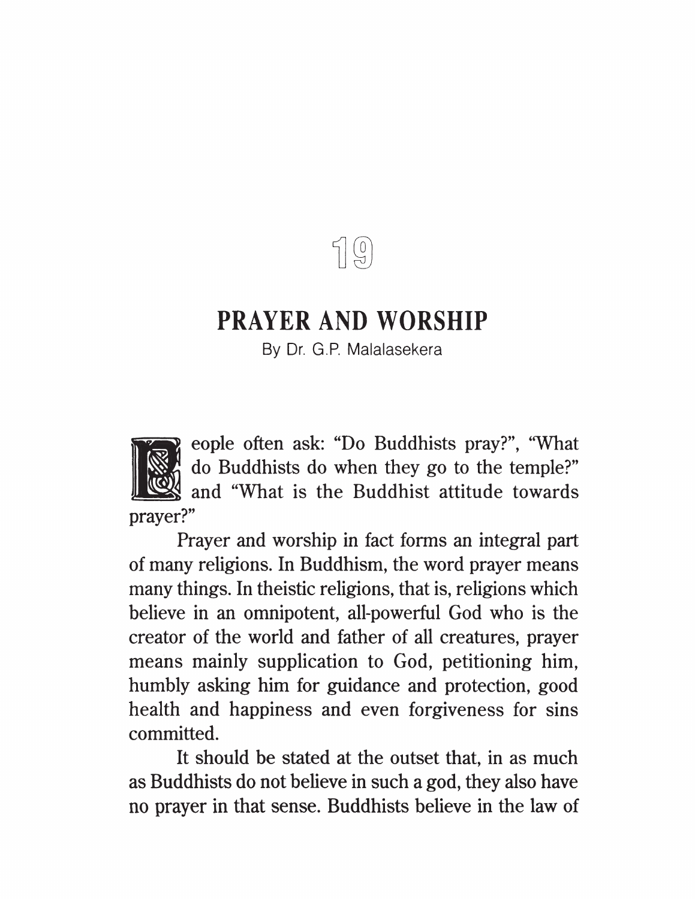# 19

## PRAYER AND WORSHIP

By Dr. G.P. Malalasekera

People often ask: "Do Buddhists pray?", "What do Buddhists do when they go to the temple?" and "What is the Buddhist attitude towards prayer?"

Prayer and worship in fact forms an integral part of many religions. In Buddhism, the word prayer means many things. In theistic religions, that is, religions which believe in an omnipotent, all-powerful God who is the creator of the world and father of all creatures, prayer means mainly supplication to God, petitioning him, humbly asking him for guidance and protection, good health and happiness and even forgiveness for sins committed.

It should be stated at the outset that, in as much as Buddhists do not believe in such a god, they also have no prayer in that sense. Buddhists believe in the law of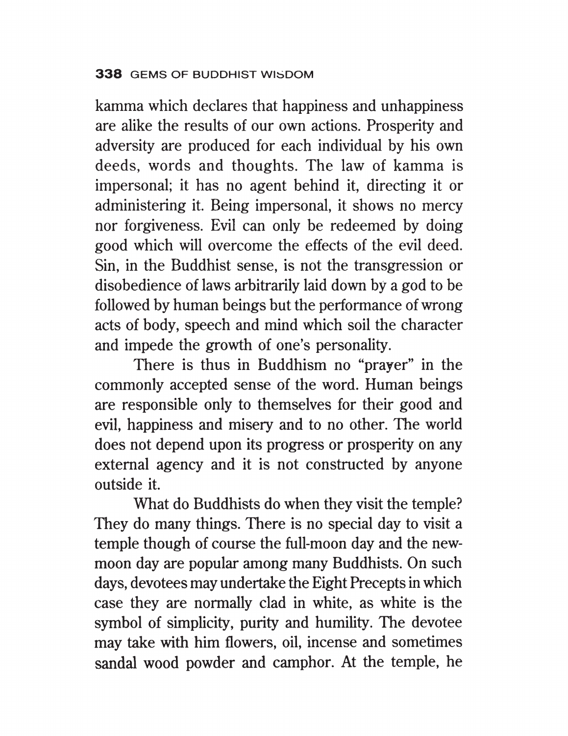kamma which declares that happiness and unhappiness are alike the results of our own actions. Prosperity and adversity are produced for each individual by his own deeds, words and thoughts. The law of kamma is impersonal; it has no agent behind it, directing it or administering it. Being impersonal, it shows no mercy nor forgiveness. Evil can only be redeemed by doing good which will overcome the effects of the evil deed. Sin, in the Buddhist sense, is not the transgression or disobedience of laws arbitrarily laid down by a god to be followed by human beings but the performance of wrong acts of body, speech and mind which soil the character and impede the growth of one's personality.

There is thus in Buddhism no "prayer" in the commonly accepted sense of the word. Human beings are responsible only to themselves for their good and evil, happiness and misery and to no other. The world does not depend upon its progress or prosperity on any external agency and it is not constructed by anyone outside it.

What do Buddhists do when they visit the temple? They do many things. There is no special day to visit a temple though of course the full-moon day and the new-moon day are popular among many Buddhists. On such days, devotees may undertake the Eight Precepts in which case they are normally clad in white, as white is the symbol of simplicity, purity and humility. The devotee may take with him flowers, oil, incense and sometimes sandal wood powder and camphor. At the temple, he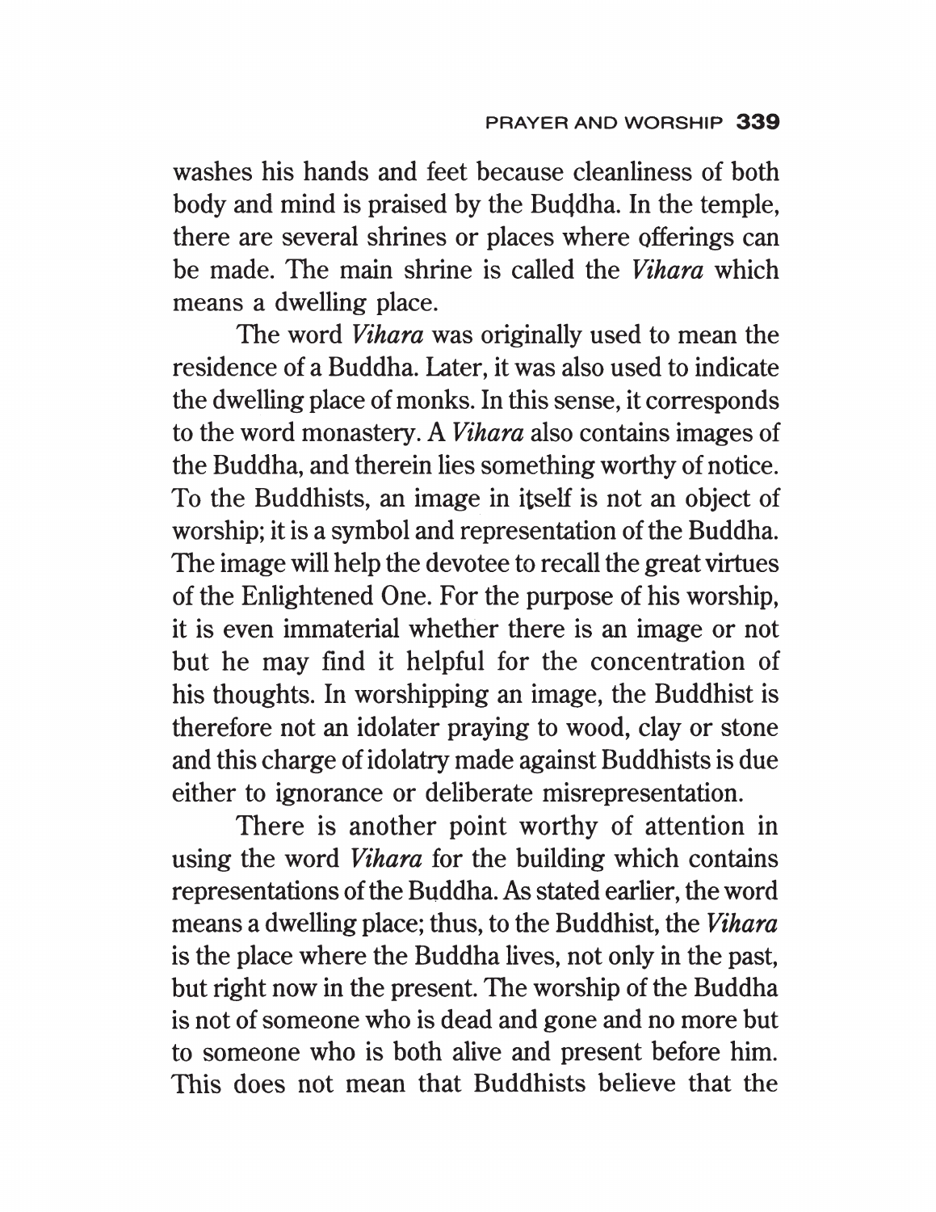washes his hands and feet because cleanliness of both body and mind is praised by the Buddha. In the temple, there are several shrines or places where offerings can be made. The main shrine is called the *Vihara* which means a dwelling place.

The word *Vihara* was originally used to mean the residence of a Buddha. Later, it was also used to indicate the dwelling place of monks. In this sense, it corresponds to the word monastery. A *Vihara* also contains images of the Buddha, and therein lies something worthy of notice. To the Buddhists, an image in itself is not an object of worship; it is a symbol and representation of the Buddha. The image will help the devotee to recall the great virtues of the Enlightened One. For the purpose of his worship, it is even immaterial whether there is an image or not but he may find it helpful for the concentration of his thoughts. In worshipping an image, the Buddhist is therefore not an idolater praying to wood, clay or stone and this charge of idolatry made against Buddhists is due either to ignorance or deliberate misrepresentation.

There is another point worthy of attention in using the word *Vihara* for the building which contains representations of the Buddha. As stated earlier, the word means a dwelling place; thus, to the Buddhist, the *Vihara* is the place where the Buddha lives, not only in the past, but right now in the present. The worship of the Buddha is not of someone who is dead and gone and no more but to someone who is both alive and present before him. This does not mean that Buddhists believe that the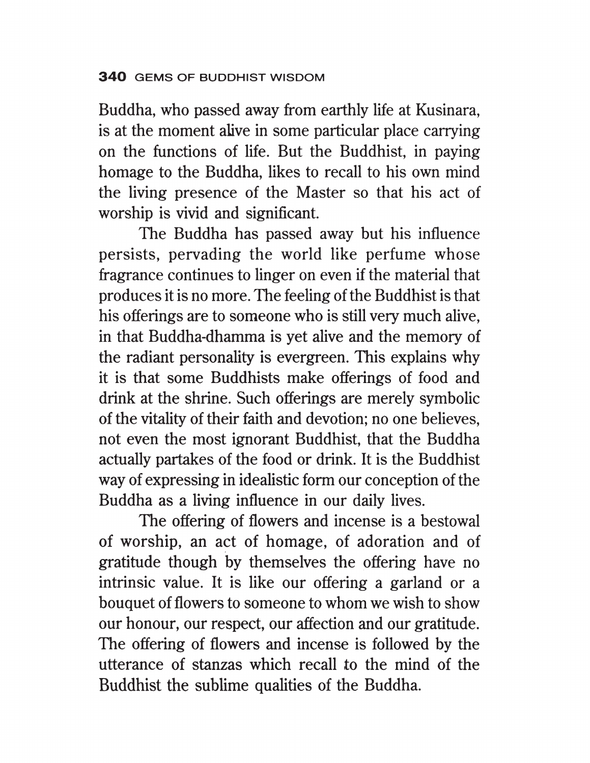Buddha, who passed away from earthly life at Kusinara, is at the moment alive in some particular place carrying on the functions of life. But the Buddhist, in paying homage to the Buddha, likes to recall to his own mind the living presence of the Master so that his act of worship is vivid and significant.

The Buddha has passed away but his influence persists, pervading the world like perfume whose fragrance continues to linger on even if the material that produces it is no more. The feeling of the Buddhist is that his offerings are to someone who is still very much alive, in that Buddha-dhamma is yet alive and the memory of the radiant personality is evergreen. This explains why it is that some Buddhists make offerings of food and drink at the shrine. Such offerings are merely symbolic of the vitality of their faith and devotion; no one believes, not even the most ignorant Buddhist, that the Buddha actually partakes of the food or drink. It is the Buddhist way of expressing in idealistic form our conception of the Buddha as a living influence in our daily lives.

The offering of flowers and incense is a bestowal of worship, an act of homage, of adoration and of gratitude though by themselves the offering have no intrinsic value. It is like our offering a garland or a bouquet of flowers to someone to whom we wish to show our honour, our respect, our affection and our gratitude. The offering of flowers and incense is followed by the utterance of stanzas which recall to the mind of the Buddhist the sublime qualities of the Buddha.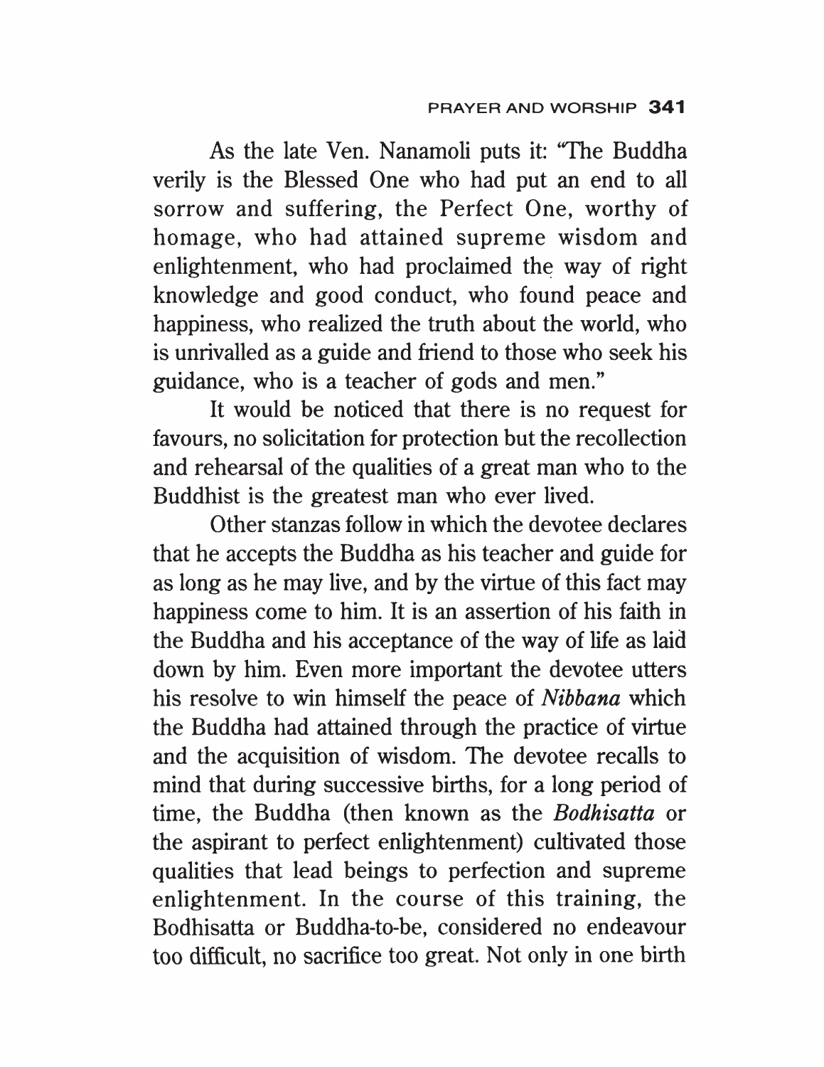As the late Ven. Nanamoli puts it: "The Buddha verily is the Blessed One who had put an end to all sorrow and suffering, the Perfect One, worthy of homage, who had attained supreme wisdom and enlightenment, who had proclaimed the way of right knowledge and good conduct, who found peace and happiness, who realized the truth about the world, who is unrivalled as a guide and friend to those who seek his guidance, who is a teacher of gods and men."

It would be noticed that there is no request for favours, no solicitation for protection but the recollection and rehearsal of the qualities of a great man who to the Buddhist is the greatest man who ever lived.

Other stanzas follow in which the devotee declares that he accepts the Buddha as his teacher and guide for as long as he may live, and by the virtue of this fact may happiness come to him. It is an assertion of his faith in the Buddha and his acceptance of the way of life as laid down by him. Even more important the devotee utters his resolve to win himself the peace of *Nibbana* which the Buddha had attained through the practice of virtue and the acquisition of wisdom. The devotee recalls to mind that during successive births, for a long period of time, the Buddha (then known as the *Bodhisatta* or the aspirant to perfect enlightenment) cultivated those qualities that lead beings to perfection and supreme enlightenment. In the course of this training, the Bodhisatta or Buddha-to-be, considered no endeavour too difficult, no sacrifice too great. Not only in one birth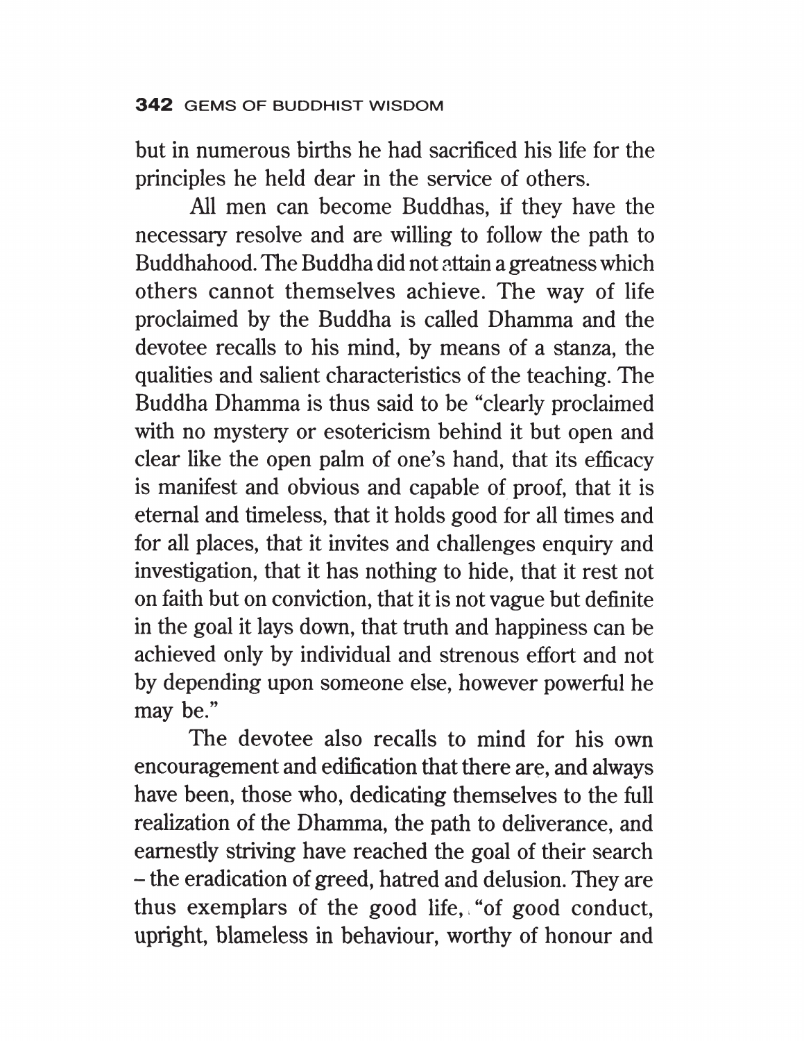but in numerous births he had sacrificed his life for the principles he held dear in the service of others.

All men can become Buddhas, if they have the necessary resolve and are willing to follow the path to Buddhahood. The Buddha did not attain a greatness which others cannot themselves achieve. The way of life proclaimed by the Buddha is called Dhamma and the devotee recalls to his mind, by means of a stanza, the qualities and salient characteristics of the teaching. The Buddha Dhamma is thus said to be "clearly proclaimed with no mystery or esotericism behind it but open and clear like the open palm of one's hand, that its efficacy is manifest and obvious and capable of proof, that it is eternal and timeless, that it holds good for all times and for all places, that it invites and challenges enquiry and investigation, that it has nothing to hide, that it rest not on faith but on conviction, that it is not vague but definite in the goal it lays down, that truth and happiness can be achieved only by individual and strenous effort and not by depending upon someone else, however powerful he may be."

The devotee also recalls to mind for his own encouragement and edification that there are, and always have been, those who, dedicating themselves to the full realization of the Dhamma, the path to deliverance, and earnestly striving have reached the goal of their search – the eradication of greed, hatred and delusion. They are thus exemplars of the good life, "of good conduct, upright, blameless in behaviour, worthy of honour and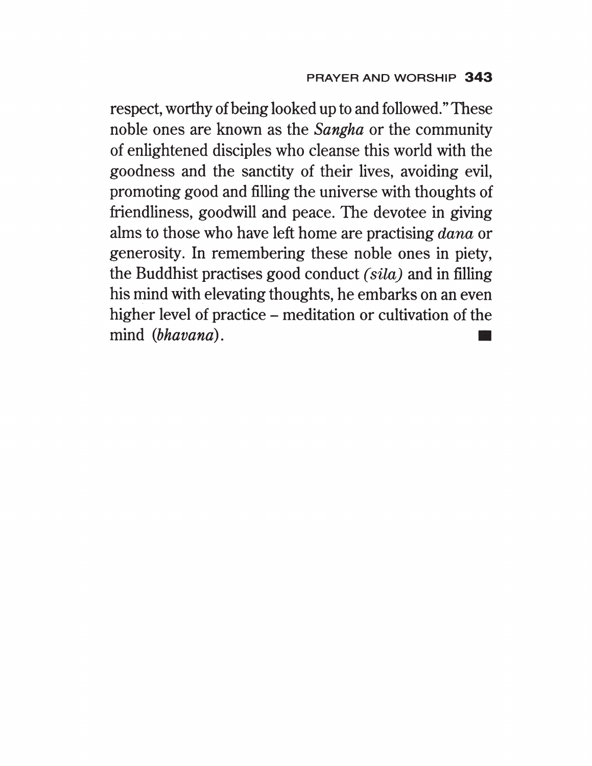respect, worthy of being looked up to and followed." These noble ones are known as the *Sangha* or the community of enlightened disciples who cleanse this world with the goodness and the sanctity of their lives, avoiding evil, promoting good and filling the universe with thoughts of friendliness, goodwill and peace. The devotee in giving alms to those who have left home are practising *dana* or generosity. In remembering these noble ones in piety, the Buddhist practises good conduct *(sila)* and in filling his mind with elevating thoughts, he embarks on an even higher level of practice – meditation or cultivation of the mind *(bhavana)*. ■